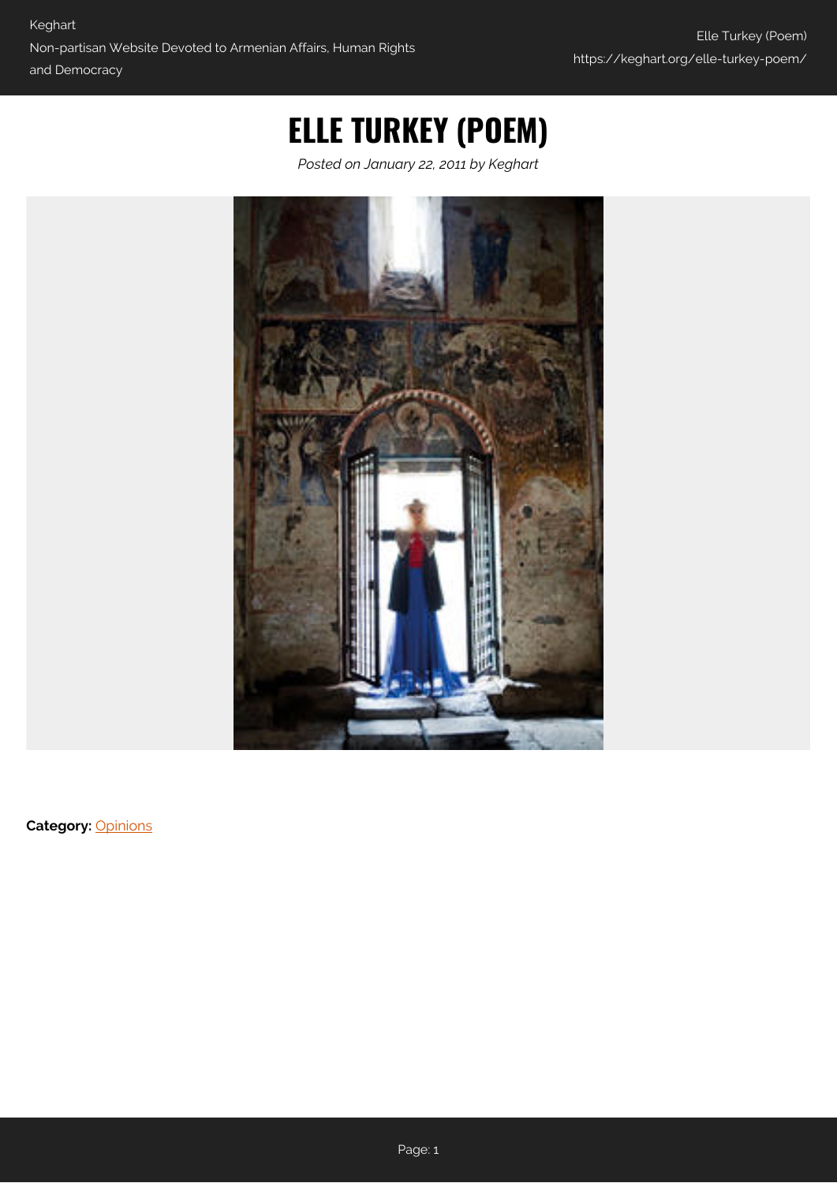# ELLE TURKEY (POEM)

*Posted on January 22, 2011 by Keghart*

**Category:** Opinions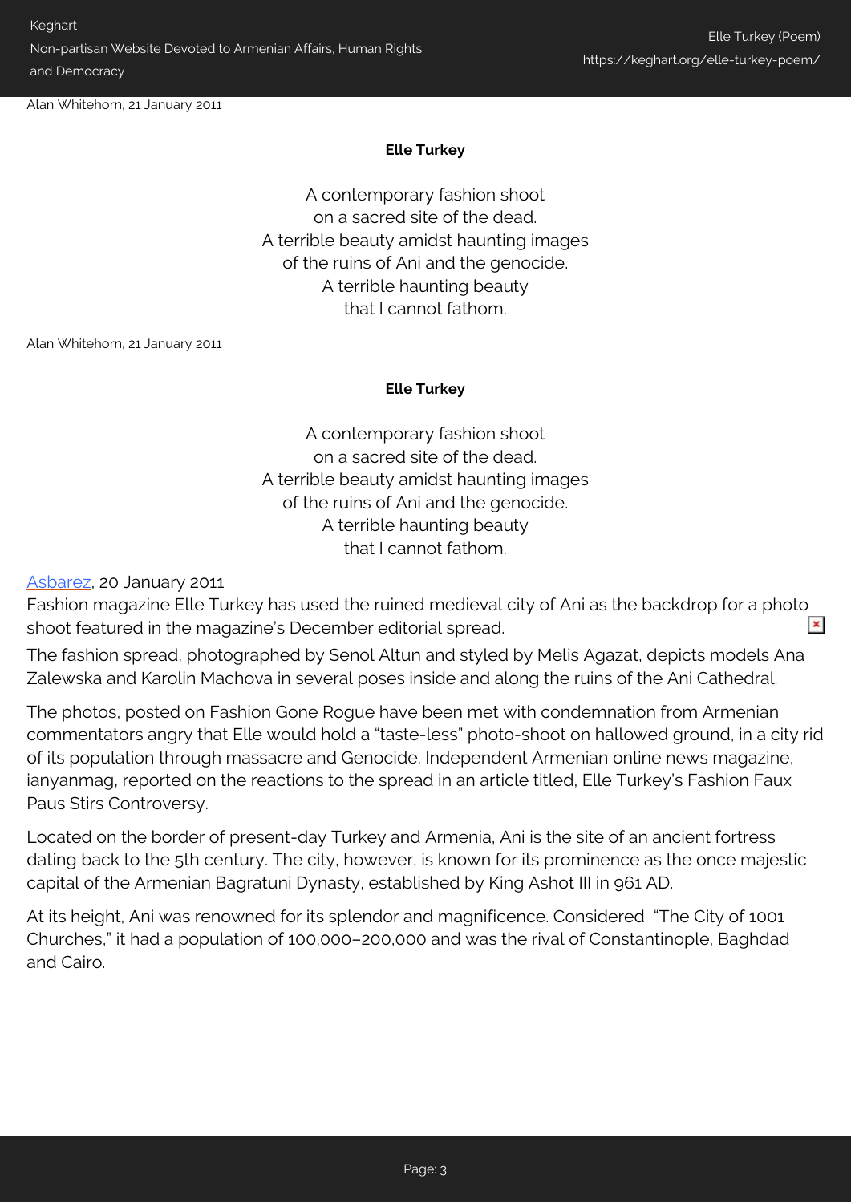Alan Whitehorn, 21 January 2011

**Elle Turkey**

A contemporary fashion shoot
on a sacred site of the dead.
A terrible beauty amidst haunting images
of the ruins of Ani and the genocide.
A terrible haunting beauty
that I cannot fathom.

Alan Whitehorn, 21 January 2011

**Elle Turkey**

A contemporary fashion shoot
on a sacred site of the dead.
A terrible beauty amidst haunting images
of the ruins of Ani and the genocide.
A terrible haunting beauty
that I cannot fathom.

Asbarez, 20 January 2011

Fashion magazine Elle Turkey has used the ruined medieval city of Ani as the backdrop for a photo shoot featured in the magazine's December editorial spread.

The fashion spread, photographed by Senol Altun and styled by Melis Agazat, depicts models Ana Zalewska and Karolin Machova in several poses inside and along the ruins of the Ani Cathedral.

The photos, posted on Fashion Gone Rogue have been met with condemnation from Armenian commentators angry that Elle would hold a "taste-less" photo-shoot on hallowed ground, in a city rid of its population through massacre and Genocide. Independent Armenian online news magazine, ianyanmag, reported on the reactions to the spread in an article titled, Elle Turkey's Fashion Faux Paus Stirs Controversy.

Located on the border of present-day Turkey and Armenia, Ani is the site of an ancient fortress dating back to the 5th century. The city, however, is known for its prominence as the once majestic capital of the Armenian Bagratuni Dynasty, established by King Ashot III in 961 AD.

At its height, Ani was renowned for its splendor and magnificence. Considered "The City of 1001 Churches," it had a population of 100,000–200,000 and was the rival of Constantinople, Baghdad and Cairo.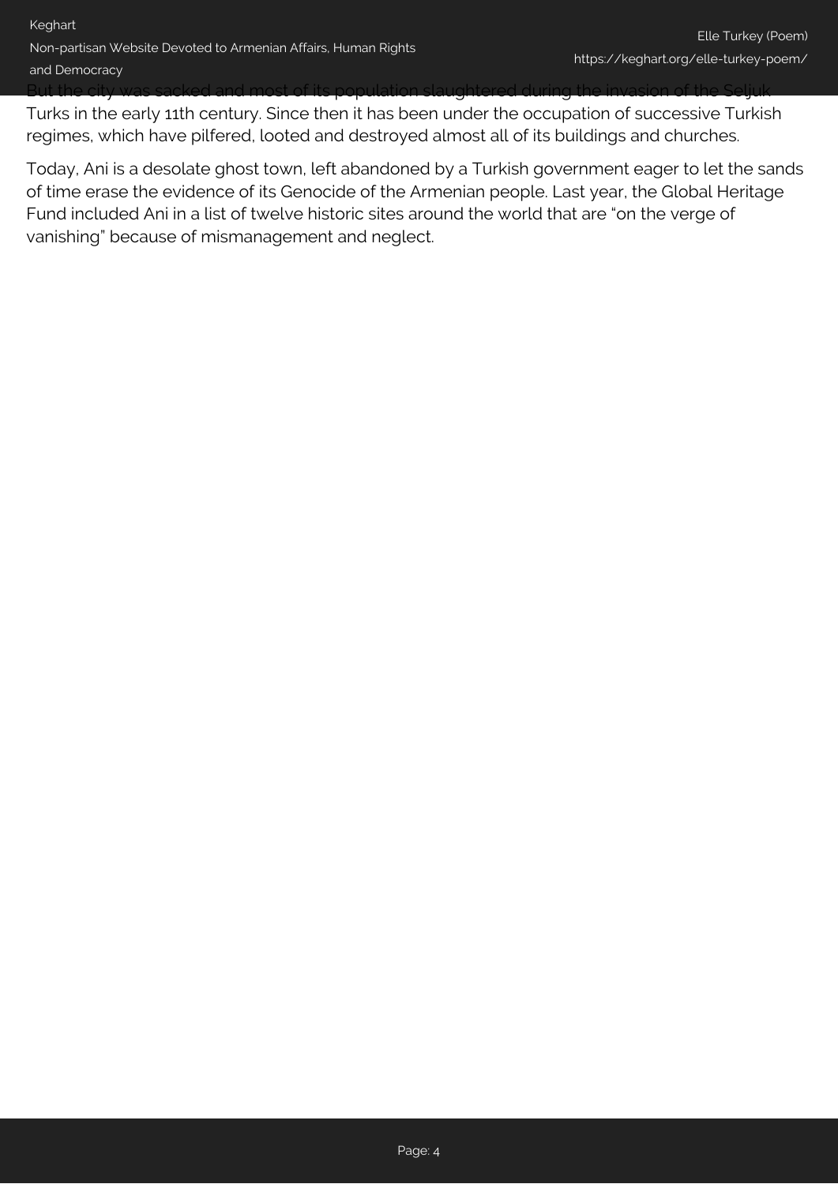But the city was sacked and most of its population slaughtered during the invasion of the Seljuk Turks in the early 11th century. Since then it has been under the occupation of successive Turkish regimes, which have pilfered, looted and destroyed almost all of its buildings and churches.

Today, Ani is a desolate ghost town, left abandoned by a Turkish government eager to let the sands of time erase the evidence of its Genocide of the Armenian people. Last year, the Global Heritage Fund included Ani in a list of twelve historic sites around the world that are "on the verge of vanishing" because of mismanagement and neglect.